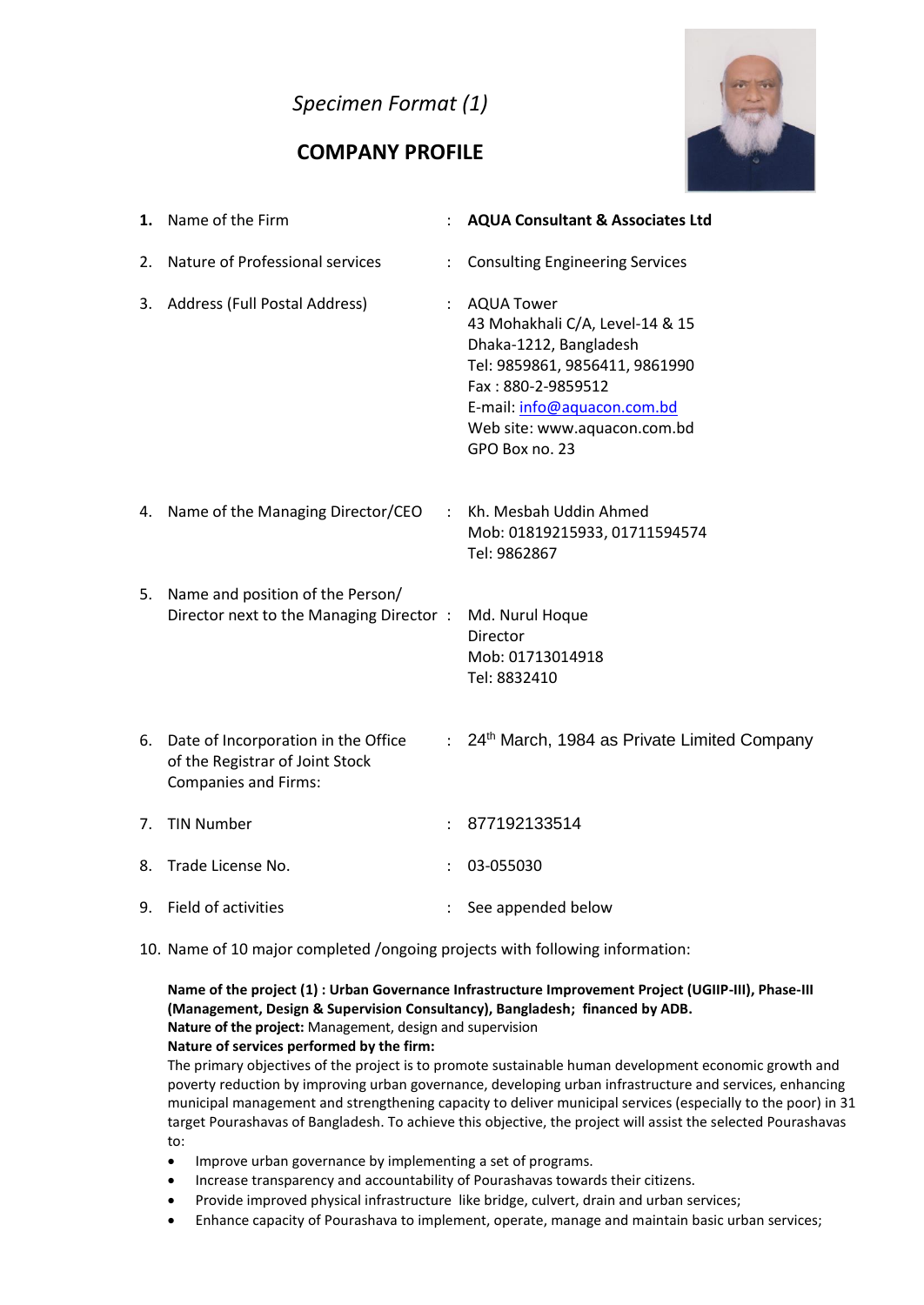*Specimen Format (1)*

## COMPANY PROFILE

| | | | |
|---|---|---|---|
| **1.** | Name of the Firm | : | **AQUA Consultant & Associates Ltd** |
| 2. | Nature of Professional services | : | Consulting Engineering Services |
| 3. | Address (Full Postal Address) | : | AQUA Tower<br>43 Mohakhali C/A, Level-14 & 15<br>Dhaka-1212, Bangladesh<br>Tel: 9859861, 9856411, 9861990<br>Fax : 880-2-9859512<br>E-mail: info@aquacon.com.bd<br>Web site: www.aquacon.com.bd<br>GPO Box no. 23 |
| 4. | Name of the Managing Director/CEO | : | Kh. Mesbah Uddin Ahmed<br>Mob: 01819215933, 01711594574<br>Tel: 9862867 |
| 5. | Name and position of the Person/ Director next to the Managing Director | : | Md. Nurul Hoque<br>Director<br>Mob: 01713014918<br>Tel: 8832410 |
| 6. | Date of Incorporation in the Office of the Registrar of Joint Stock Companies and Firms: | : | 24th March, 1984 as Private Limited Company |
| 7. | TIN Number | : | 877192133514 |
| 8. | Trade License No. | : | 03-055030 |
| 9. | Field of activities | : | See appended below |

10. Name of 10 major completed /ongoing projects with following information:

**Name of the project (1) : Urban Governance Infrastructure Improvement Project (UGIIP-III), Phase-III (Management, Design & Supervision Consultancy), Bangladesh; financed by ADB.**
**Nature of the project:** Management, design and supervision
**Nature of services performed by the firm:**
The primary objectives of the project is to promote sustainable human development economic growth and poverty reduction by improving urban governance, developing urban infrastructure and services, enhancing municipal management and strengthening capacity to deliver municipal services (especially to the poor) in 31 target Pourashavas of Bangladesh. To achieve this objective, the project will assist the selected Pourashavas to:

- Improve urban governance by implementing a set of programs.
- Increase transparency and accountability of Pourashavas towards their citizens.
- Provide improved physical infrastructure like bridge, culvert, drain and urban services;
- Enhance capacity of Pourashava to implement, operate, manage and maintain basic urban services;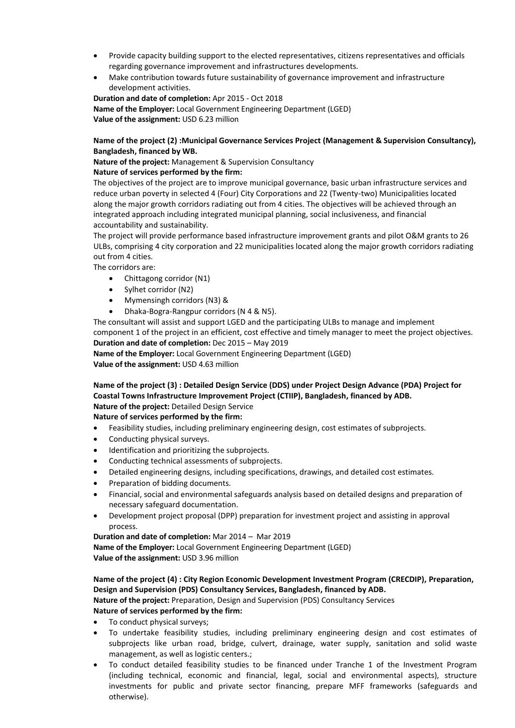- Provide capacity building support to the elected representatives, citizens representatives and officials regarding governance improvement and infrastructures developments.
- Make contribution towards future sustainability of governance improvement and infrastructure development activities.

**Duration and date of completion:** Apr 2015 - Oct 2018
**Name of the Employer:** Local Government Engineering Department (LGED)
**Value of the assignment:** USD 6.23 million

**Name of the project (2) :Municipal Governance Services Project (Management & Supervision Consultancy), Bangladesh, financed by WB.**

**Nature of the project:** Management & Supervision Consultancy

**Nature of services performed by the firm:**

The objectives of the project are to improve municipal governance, basic urban infrastructure services and reduce urban poverty in selected 4 (Four) City Corporations and 22 (Twenty-two) Municipalities located along the major growth corridors radiating out from 4 cities. The objectives will be achieved through an integrated approach including integrated municipal planning, social inclusiveness, and financial accountability and sustainability.

The project will provide performance based infrastructure improvement grants and pilot O&M grants to 26 ULBs, comprising 4 city corporation and 22 municipalities located along the major growth corridors radiating out from 4 cities.

The corridors are:

- Chittagong corridor (N1)
- Sylhet corridor (N2)
- Mymensingh corridors (N3) &
- Dhaka-Bogra-Rangpur corridors (N 4 & N5).

The consultant will assist and support LGED and the participating ULBs to manage and implement component 1 of the project in an efficient, cost effective and timely manager to meet the project objectives.

**Duration and date of completion:** Dec 2015 – May 2019
**Name of the Employer:** Local Government Engineering Department (LGED)
**Value of the assignment:** USD 4.63 million

**Name of the project (3) : Detailed Design Service (DDS) under Project Design Advance (PDA) Project for Coastal Towns Infrastructure Improvement Project (CTIIP), Bangladesh, financed by ADB.**

**Nature of the project:** Detailed Design Service

**Nature of services performed by the firm:**

- Feasibility studies, including preliminary engineering design, cost estimates of subprojects.
- Conducting physical surveys.
- Identification and prioritizing the subprojects.
- Conducting technical assessments of subprojects.
- Detailed engineering designs, including specifications, drawings, and detailed cost estimates.
- Preparation of bidding documents.
- Financial, social and environmental safeguards analysis based on detailed designs and preparation of necessary safeguard documentation.
- Development project proposal (DPP) preparation for investment project and assisting in approval process.

**Duration and date of completion:** Mar 2014 – Mar 2019
**Name of the Employer:** Local Government Engineering Department (LGED)
**Value of the assignment:** USD 3.96 million

**Name of the project (4) : City Region Economic Development Investment Program (CRECDIP), Preparation, Design and Supervision (PDS) Consultancy Services, Bangladesh, financed by ADB.**

**Nature of the project:** Preparation, Design and Supervision (PDS) Consultancy Services

**Nature of services performed by the firm:**

- To conduct physical surveys;
- To undertake feasibility studies, including preliminary engineering design and cost estimates of subprojects like urban road, bridge, culvert, drainage, water supply, sanitation and solid waste management, as well as logistic centers.;
- To conduct detailed feasibility studies to be financed under Tranche 1 of the Investment Program (including technical, economic and financial, legal, social and environmental aspects), structure investments for public and private sector financing, prepare MFF frameworks (safeguards and otherwise).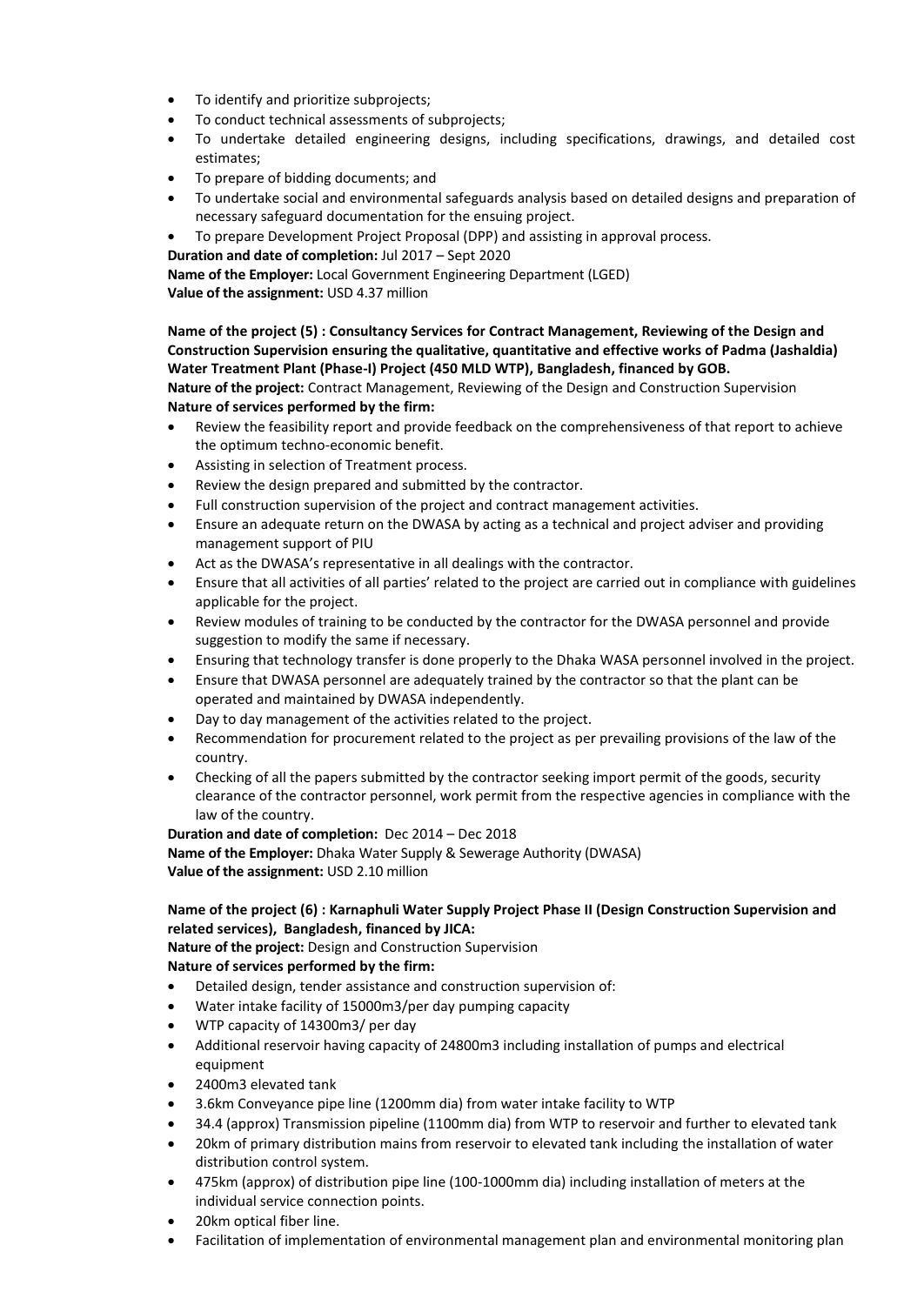- To identify and prioritize subprojects;
- To conduct technical assessments of subprojects;
- To undertake detailed engineering designs, including specifications, drawings, and detailed cost estimates;
- To prepare of bidding documents; and
- To undertake social and environmental safeguards analysis based on detailed designs and preparation of necessary safeguard documentation for the ensuing project.
- To prepare Development Project Proposal (DPP) and assisting in approval process.

**Duration and date of completion:** Jul 2017 – Sept 2020
**Name of the Employer:** Local Government Engineering Department (LGED)
**Value of the assignment:** USD 4.37 million

**Name of the project (5) : Consultancy Services for Contract Management, Reviewing of the Design and Construction Supervision ensuring the qualitative, quantitative and effective works of Padma (Jashaldia) Water Treatment Plant (Phase-I) Project (450 MLD WTP), Bangladesh, financed by GOB.**
**Nature of the project:** Contract Management, Reviewing of the Design and Construction Supervision
**Nature of services performed by the firm:**

- Review the feasibility report and provide feedback on the comprehensiveness of that report to achieve the optimum techno-economic benefit.
- Assisting in selection of Treatment process.
- Review the design prepared and submitted by the contractor.
- Full construction supervision of the project and contract management activities.
- Ensure an adequate return on the DWASA by acting as a technical and project adviser and providing management support of PIU
- Act as the DWASA's representative in all dealings with the contractor.
- Ensure that all activities of all parties' related to the project are carried out in compliance with guidelines applicable for the project.
- Review modules of training to be conducted by the contractor for the DWASA personnel and provide suggestion to modify the same if necessary.
- Ensuring that technology transfer is done properly to the Dhaka WASA personnel involved in the project.
- Ensure that DWASA personnel are adequately trained by the contractor so that the plant can be operated and maintained by DWASA independently.
- Day to day management of the activities related to the project.
- Recommendation for procurement related to the project as per prevailing provisions of the law of the country.
- Checking of all the papers submitted by the contractor seeking import permit of the goods, security clearance of the contractor personnel, work permit from the respective agencies in compliance with the law of the country.

**Duration and date of completion:** Dec 2014 – Dec 2018
**Name of the Employer:** Dhaka Water Supply & Sewerage Authority (DWASA)
**Value of the assignment:** USD 2.10 million

**Name of the project (6) : Karnaphuli Water Supply Project Phase II (Design Construction Supervision and related services), Bangladesh, financed by JICA:**
**Nature of the project:** Design and Construction Supervision
**Nature of services performed by the firm:**

- Detailed design, tender assistance and construction supervision of:
- Water intake facility of 15000m3/per day pumping capacity
- WTP capacity of 14300m3/ per day
- Additional reservoir having capacity of 24800m3 including installation of pumps and electrical equipment
- 2400m3 elevated tank
- 3.6km Conveyance pipe line (1200mm dia) from water intake facility to WTP
- 34.4 (approx) Transmission pipeline (1100mm dia) from WTP to reservoir and further to elevated tank
- 20km of primary distribution mains from reservoir to elevated tank including the installation of water distribution control system.
- 475km (approx) of distribution pipe line (100-1000mm dia) including installation of meters at the individual service connection points.
- 20km optical fiber line.
- Facilitation of implementation of environmental management plan and environmental monitoring plan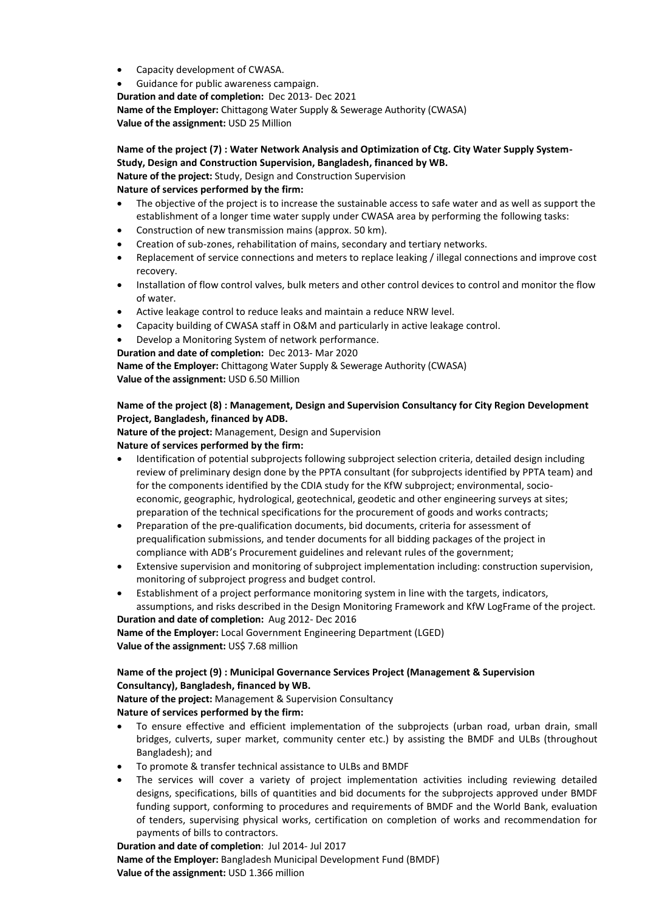- Capacity development of CWASA.
- Guidance for public awareness campaign.

**Duration and date of completion:** Dec 2013- Dec 2021
**Name of the Employer:** Chittagong Water Supply & Sewerage Authority (CWASA)
**Value of the assignment:** USD 25 Million

**Name of the project (7) : Water Network Analysis and Optimization of Ctg. City Water Supply System- Study, Design and Construction Supervision, Bangladesh, financed by WB.**
**Nature of the project:** Study, Design and Construction Supervision
**Nature of services performed by the firm:**

- The objective of the project is to increase the sustainable access to safe water and as well as support the establishment of a longer time water supply under CWASA area by performing the following tasks:
- Construction of new transmission mains (approx. 50 km).
- Creation of sub-zones, rehabilitation of mains, secondary and tertiary networks.
- Replacement of service connections and meters to replace leaking / illegal connections and improve cost recovery.
- Installation of flow control valves, bulk meters and other control devices to control and monitor the flow of water.
- Active leakage control to reduce leaks and maintain a reduce NRW level.
- Capacity building of CWASA staff in O&M and particularly in active leakage control.
- Develop a Monitoring System of network performance.

**Duration and date of completion:** Dec 2013- Mar 2020
**Name of the Employer:** Chittagong Water Supply & Sewerage Authority (CWASA)
**Value of the assignment:** USD 6.50 Million

**Name of the project (8) : Management, Design and Supervision Consultancy for City Region Development Project, Bangladesh, financed by ADB.**
**Nature of the project:** Management, Design and Supervision
**Nature of services performed by the firm:**

- Identification of potential subprojects following subproject selection criteria, detailed design including review of preliminary design done by the PPTA consultant (for subprojects identified by PPTA team) and for the components identified by the CDIA study for the KfW subproject; environmental, socio-economic, geographic, hydrological, geotechnical, geodetic and other engineering surveys at sites; preparation of the technical specifications for the procurement of goods and works contracts;
- Preparation of the pre-qualification documents, bid documents, criteria for assessment of prequalification submissions, and tender documents for all bidding packages of the project in compliance with ADB's Procurement guidelines and relevant rules of the government;
- Extensive supervision and monitoring of subproject implementation including: construction supervision, monitoring of subproject progress and budget control.
- Establishment of a project performance monitoring system in line with the targets, indicators, assumptions, and risks described in the Design Monitoring Framework and KfW LogFrame of the project.

**Duration and date of completion:** Aug 2012- Dec 2016
**Name of the Employer:** Local Government Engineering Department (LGED)
**Value of the assignment:** US$ 7.68 million

**Name of the project (9) : Municipal Governance Services Project (Management & Supervision Consultancy), Bangladesh, financed by WB.**
**Nature of the project:** Management & Supervision Consultancy
**Nature of services performed by the firm:**

- To ensure effective and efficient implementation of the subprojects (urban road, urban drain, small bridges, culverts, super market, community center etc.) by assisting the BMDF and ULBs (throughout Bangladesh); and
- To promote & transfer technical assistance to ULBs and BMDF
- The services will cover a variety of project implementation activities including reviewing detailed designs, specifications, bills of quantities and bid documents for the subprojects approved under BMDF funding support, conforming to procedures and requirements of BMDF and the World Bank, evaluation of tenders, supervising physical works, certification on completion of works and recommendation for payments of bills to contractors.

**Duration and date of completion**: Jul 2014- Jul 2017
**Name of the Employer:** Bangladesh Municipal Development Fund (BMDF)
**Value of the assignment:** USD 1.366 million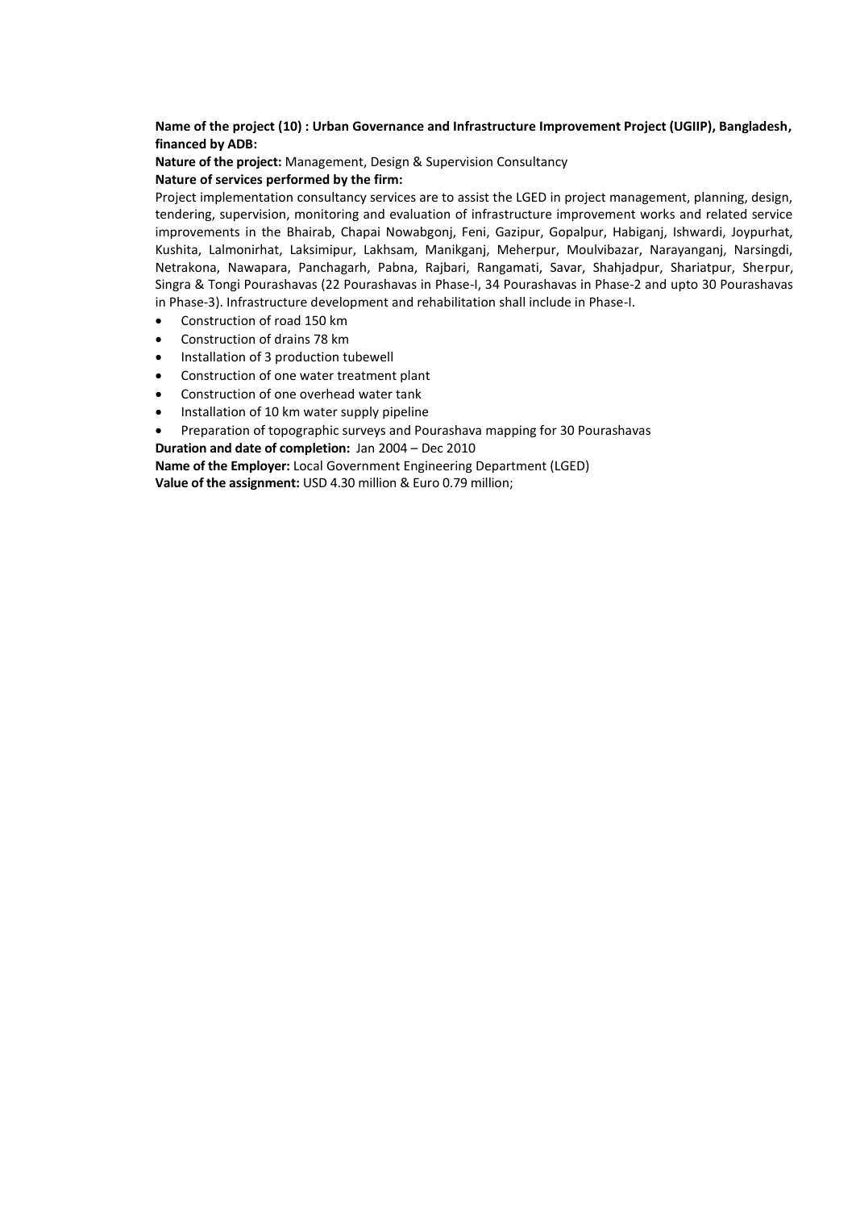**Name of the project (10) : Urban Governance and Infrastructure Improvement Project (UGIIP), Bangladesh, financed by ADB:**

**Nature of the project:** Management, Design & Supervision Consultancy

**Nature of services performed by the firm:**

Project implementation consultancy services are to assist the LGED in project management, planning, design, tendering, supervision, monitoring and evaluation of infrastructure improvement works and related service improvements in the Bhairab, Chapai Nowabgonj, Feni, Gazipur, Gopalpur, Habiganj, Ishwardi, Joypurhat, Kushita, Lalmonirhat, Laksimipur, Lakhsam, Manikganj, Meherpur, Moulvibazar, Narayanganj, Narsingdi, Netrakona, Nawapara, Panchagarh, Pabna, Rajbari, Rangamati, Savar, Shahjadpur, Shariatpur, Sherpur, Singra & Tongi Pourashavas (22 Pourashavas in Phase-I, 34 Pourashavas in Phase-2 and upto 30 Pourashavas in Phase-3). Infrastructure development and rehabilitation shall include in Phase-I.

- Construction of road 150 km
- Construction of drains 78 km
- Installation of 3 production tubewell
- Construction of one water treatment plant
- Construction of one overhead water tank
- Installation of 10 km water supply pipeline
- Preparation of topographic surveys and Pourashava mapping for 30 Pourashavas

**Duration and date of completion:** Jan 2004 – Dec 2010

**Name of the Employer:** Local Government Engineering Department (LGED)

**Value of the assignment:** USD 4.30 million & Euro 0.79 million;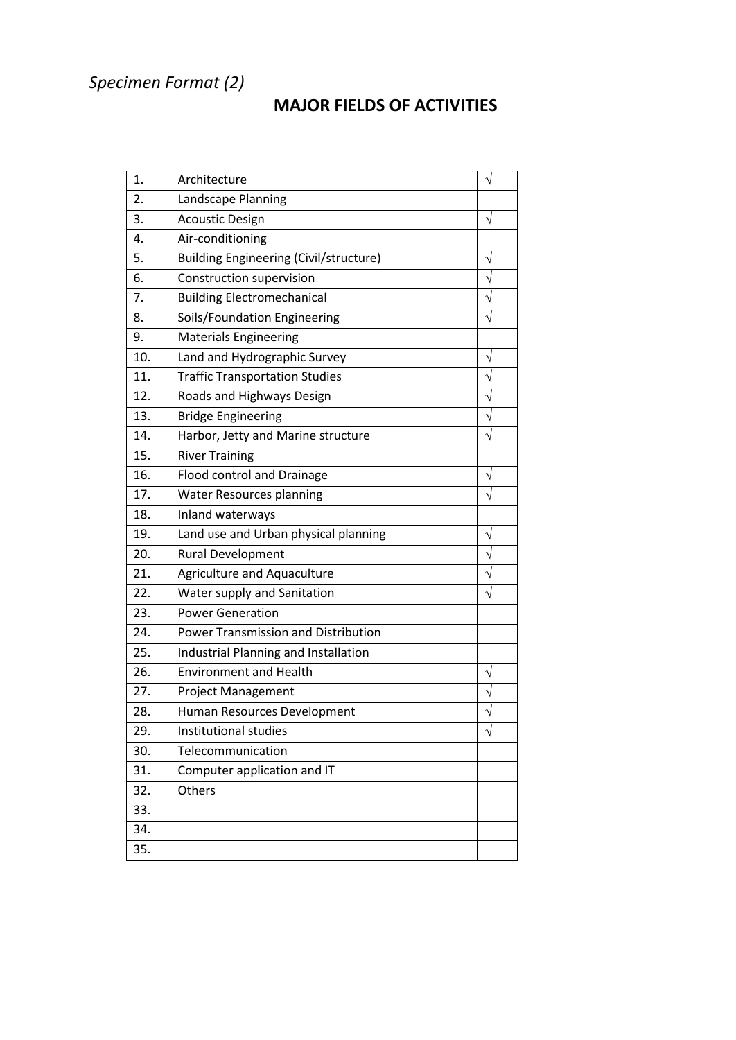*Specimen Format (2)*

## MAJOR FIELDS OF ACTIVITIES

| | | |
|---|---|---|
| 1. | Architecture | √ |
| 2. | Landscape Planning | |
| 3. | Acoustic Design | √ |
| 4. | Air-conditioning | |
| 5. | Building Engineering (Civil/structure) | √ |
| 6. | Construction supervision | √ |
| 7. | Building Electromechanical | √ |
| 8. | Soils/Foundation Engineering | √ |
| 9. | Materials Engineering | |
| 10. | Land and Hydrographic Survey | √ |
| 11. | Traffic Transportation Studies | √ |
| 12. | Roads and Highways Design | √ |
| 13. | Bridge Engineering | √ |
| 14. | Harbor, Jetty and Marine structure | √ |
| 15. | River Training | |
| 16. | Flood control and Drainage | √ |
| 17. | Water Resources planning | √ |
| 18. | Inland waterways | |
| 19. | Land use and Urban physical planning | √ |
| 20. | Rural Development | √ |
| 21. | Agriculture and Aquaculture | √ |
| 22. | Water supply and Sanitation | √ |
| 23. | Power Generation | |
| 24. | Power Transmission and Distribution | |
| 25. | Industrial Planning and Installation | |
| 26. | Environment and Health | √ |
| 27. | Project Management | √ |
| 28. | Human Resources Development | √ |
| 29. | Institutional studies | √ |
| 30. | Telecommunication | |
| 31. | Computer application and IT | |
| 32. | Others | |
| 33. | | |
| 34. | | |
| 35. | | |